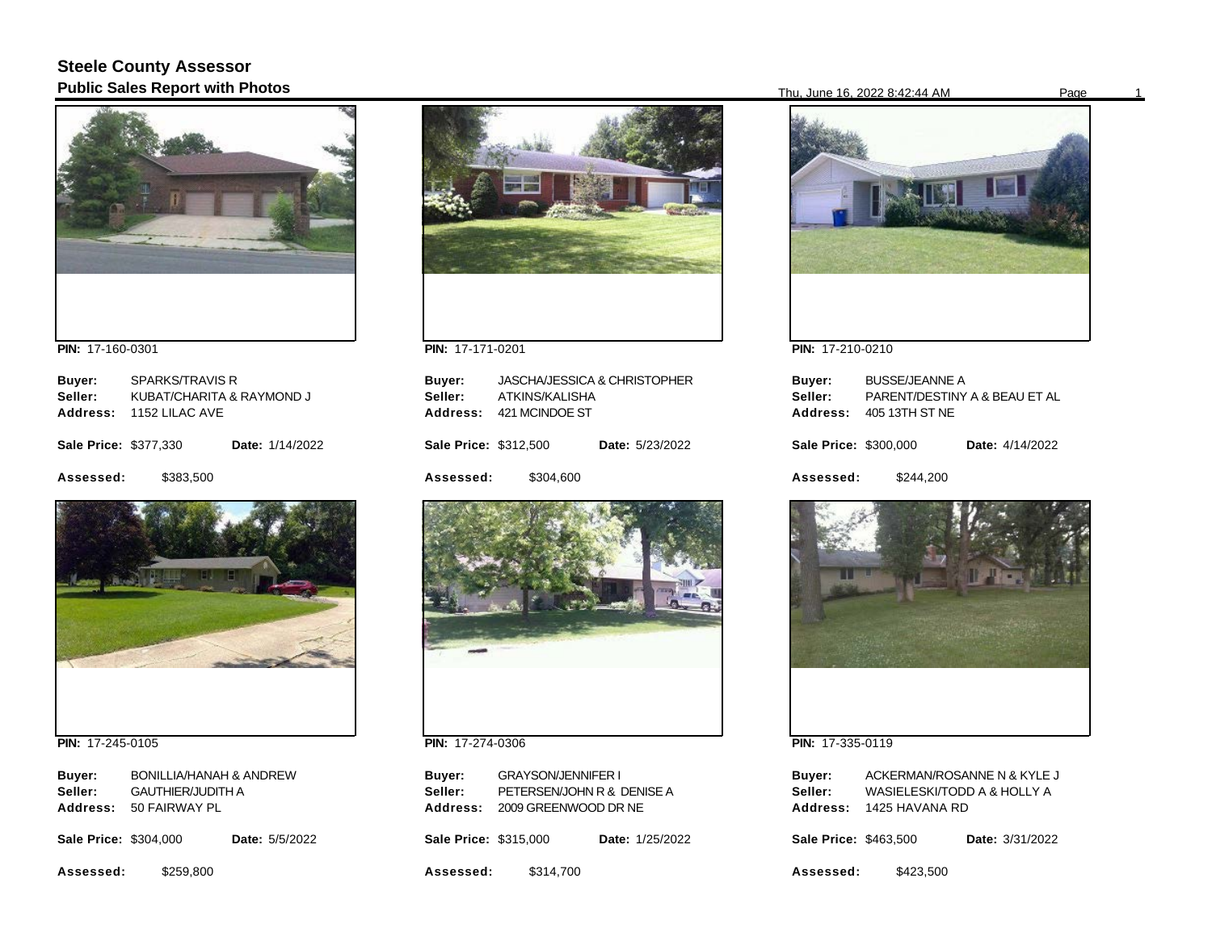# Steele County Assessor

## Public Sales Report with Photos

Thu, June 16, 2022 8:42:44 AM

**PIN:** 17-160-0301

**Buyer:** SPARKS/TRAVIS R
**Seller:** KUBAT/CHARITA & RAYMOND J
**Address:** 1152 LILAC AVE

**Sale Price:** $377,330 **Date:** 1/14/2022

**Assessed:** $383,500

**PIN:** 17-171-0201

**Buyer:** JASCHA/JESSICA & CHRISTOPHER
**Seller:** ATKINS/KALISHA
**Address:** 421 MCINDOE ST

**Sale Price:** $312,500 **Date:** 5/23/2022

**Assessed:** $304,600

**PIN:** 17-210-0210

**Buyer:** BUSSE/JEANNE A
**Seller:** PARENT/DESTINY A & BEAU ET AL
**Address:** 405 13TH ST NE

**Sale Price:** $300,000 **Date:** 4/14/2022

**Assessed:** $244,200

**PIN:** 17-245-0105

**Buyer:** BONILLIA/HANAH & ANDREW
**Seller:** GAUTHIER/JUDITH A
**Address:** 50 FAIRWAY PL

**Sale Price:** $304,000 **Date:** 5/5/2022

**Assessed:** $259,800

**PIN:** 17-274-0306

**Buyer:** GRAYSON/JENNIFER I
**Seller:** PETERSEN/JOHN R & DENISE A
**Address:** 2009 GREENWOOD DR NE

**Sale Price:** $315,000 **Date:** 1/25/2022

**Assessed:** $314,700

**PIN:** 17-335-0119

**Buyer:** ACKERMAN/ROSANNE N & KYLE J
**Seller:** WASIELESKI/TODD A & HOLLY A
**Address:** 1425 HAVANA RD

**Sale Price:** $463,500 **Date:** 3/31/2022

**Assessed:** $423,500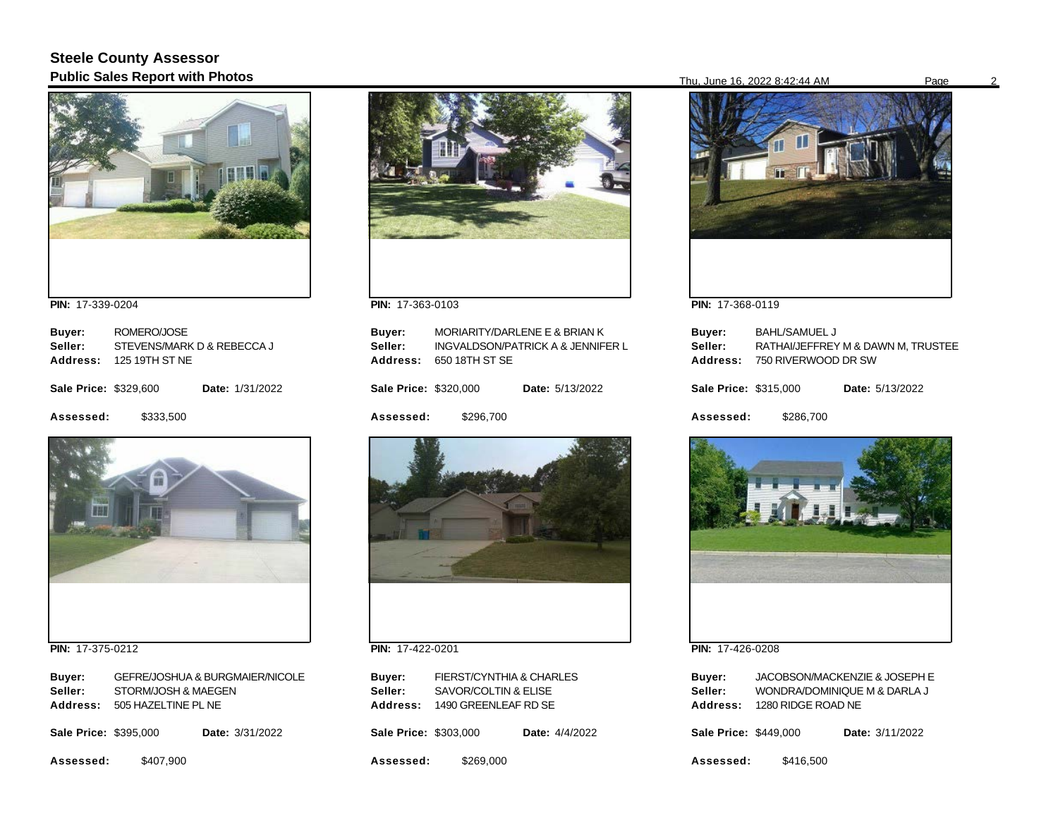# Steele County Assessor

## Public Sales Report with Photos

**PIN:** 17-339-0204

**Buyer:** ROMERO/JOSE
**Seller:** STEVENS/MARK D & REBECCA J
**Address:** 125 19TH ST NE

**Sale Price:** $329,600 **Date:** 1/31/2022

**Assessed:** $333,500

**PIN:** 17-363-0103

**Buyer:** MORIARITY/DARLENE E & BRIAN K
**Seller:** INGVALDSON/PATRICK A & JENNIFER L
**Address:** 650 18TH ST SE

**Sale Price:** $320,000 **Date:** 5/13/2022

**Assessed:** $296,700

**PIN:** 17-368-0119

**Buyer:** BAHL/SAMUEL J
**Seller:** RATHAI/JEFFREY M & DAWN M, TRUSTEE
**Address:** 750 RIVERWOOD DR SW

**Sale Price:** $315,000 **Date:** 5/13/2022

**Assessed:** $286,700

**PIN:** 17-375-0212

**Buyer:** GEFRE/JOSHUA & BURGMAIER/NICOLE
**Seller:** STORM/JOSH & MAEGEN
**Address:** 505 HAZELTINE PL NE

**Sale Price:** $395,000 **Date:** 3/31/2022

**Assessed:** $407,900

**PIN:** 17-422-0201

**Buyer:** FIERST/CYNTHIA & CHARLES
**Seller:** SAVOR/COLTIN & ELISE
**Address:** 1490 GREENLEAF RD SE

**Sale Price:** $303,000 **Date:** 4/4/2022

**Assessed:** $269,000

**PIN:** 17-426-0208

**Buyer:** JACOBSON/MACKENZIE & JOSEPH E
**Seller:** WONDRA/DOMINIQUE M & DARLA J
**Address:** 1280 RIDGE ROAD NE

**Sale Price:** $449,000 **Date:** 3/11/2022

**Assessed:** $416,500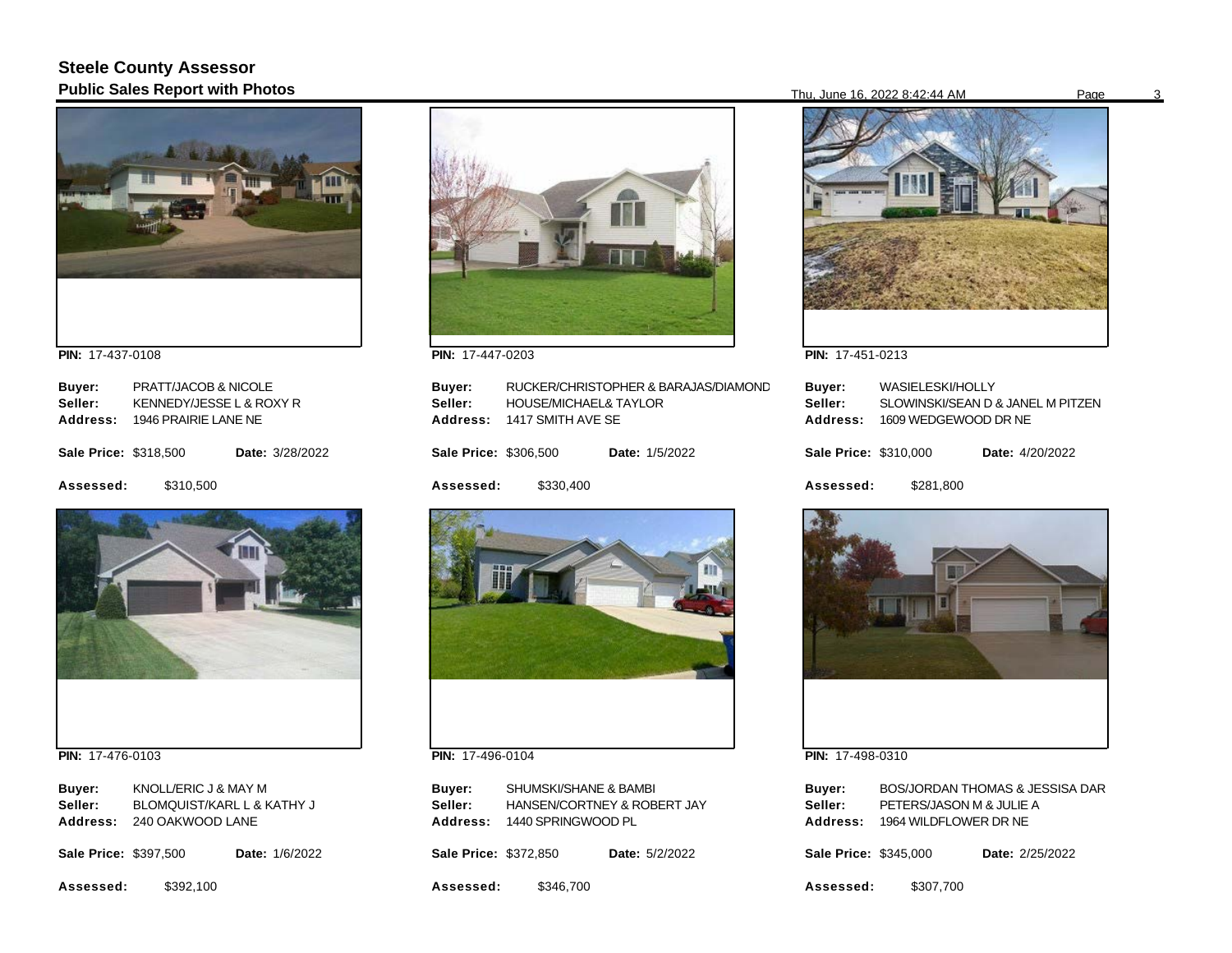# Steele County Assessor

## Public Sales Report with Photos

Thu, June 16, 2022 8:42:44 AM

**PIN:** 17-437-0108

**Buyer:** PRATT/JACOB & NICOLE
**Seller:** KENNEDY/JESSE L & ROXY R
**Address:** 1946 PRAIRIE LANE NE

**Sale Price:** $318,500 **Date:** 3/28/2022

**Assessed:** $310,500

**PIN:** 17-447-0203

**Buyer:** RUCKER/CHRISTOPHER & BARAJAS/DIAMOND
**Seller:** HOUSE/MICHAEL& TAYLOR
**Address:** 1417 SMITH AVE SE

**Sale Price:** $306,500 **Date:** 1/5/2022

**Assessed:** $330,400

**PIN:** 17-451-0213

**Buyer:** WASIELESKI/HOLLY
**Seller:** SLOWINSKI/SEAN D & JANEL M PITZEN
**Address:** 1609 WEDGEWOOD DR NE

**Sale Price:** $310,000 **Date:** 4/20/2022

**Assessed:** $281,800

**PIN:** 17-476-0103

**Buyer:** KNOLL/ERIC J & MAY M
**Seller:** BLOMQUIST/KARL L & KATHY J
**Address:** 240 OAKWOOD LANE

**Sale Price:** $397,500 **Date:** 1/6/2022

**Assessed:** $392,100

**PIN:** 17-496-0104

**Buyer:** SHUMSKI/SHANE & BAMBI
**Seller:** HANSEN/CORTNEY & ROBERT JAY
**Address:** 1440 SPRINGWOOD PL

**Sale Price:** $372,850 **Date:** 5/2/2022

**Assessed:** $346,700

**PIN:** 17-498-0310

**Buyer:** BOS/JORDAN THOMAS & JESSISA DAR
**Seller:** PETERS/JASON M & JULIE A
**Address:** 1964 WILDFLOWER DR NE

**Sale Price:** $345,000 **Date:** 2/25/2022

**Assessed:** $307,700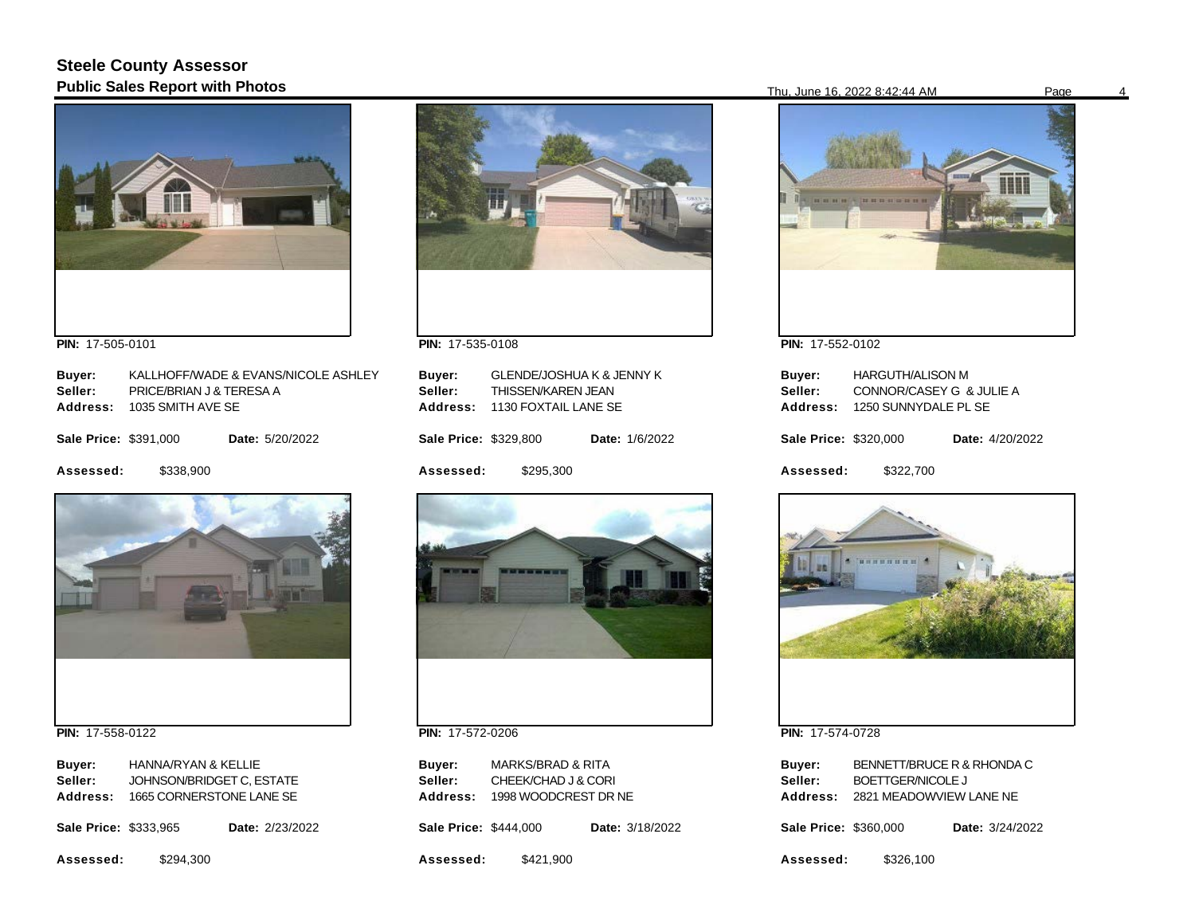## Steele County Assessor
### Public Sales Report with Photos

Thu, June 16, 2022 8:42:44 AM

**PIN:** 17-505-0101

**Buyer:** KALLHOFF/WADE & EVANS/NICOLE ASHLEY
**Seller:** PRICE/BRIAN J & TERESA A
**Address:** 1035 SMITH AVE SE

**Sale Price:** $391,000 **Date:** 5/20/2022

**Assessed:** $338,900

**PIN:** 17-535-0108

**Buyer:** GLENDE/JOSHUA K & JENNY K
**Seller:** THISSEN/KAREN JEAN
**Address:** 1130 FOXTAIL LANE SE

**Sale Price:** $329,800 **Date:** 1/6/2022

**Assessed:** $295,300

**PIN:** 17-552-0102

**Buyer:** HARGUTH/ALISON M
**Seller:** CONNOR/CASEY G & JULIE A
**Address:** 1250 SUNNYDALE PL SE

**Sale Price:** $320,000 **Date:** 4/20/2022

**Assessed:** $322,700

**PIN:** 17-558-0122

**Buyer:** HANNA/RYAN & KELLIE
**Seller:** JOHNSON/BRIDGET C, ESTATE
**Address:** 1665 CORNERSTONE LANE SE

**Sale Price:** $333,965 **Date:** 2/23/2022

**Assessed:** $294,300

**PIN:** 17-572-0206

**Buyer:** MARKS/BRAD & RITA
**Seller:** CHEEK/CHAD J & CORI
**Address:** 1998 WOODCREST DR NE

**Sale Price:** $444,000 **Date:** 3/18/2022

**Assessed:** $421,900

**PIN:** 17-574-0728

**Buyer:** BENNETT/BRUCE R & RHONDA C
**Seller:** BOETTGER/NICOLE J
**Address:** 2821 MEADOWVIEW LANE NE

**Sale Price:** $360,000 **Date:** 3/24/2022

**Assessed:** $326,100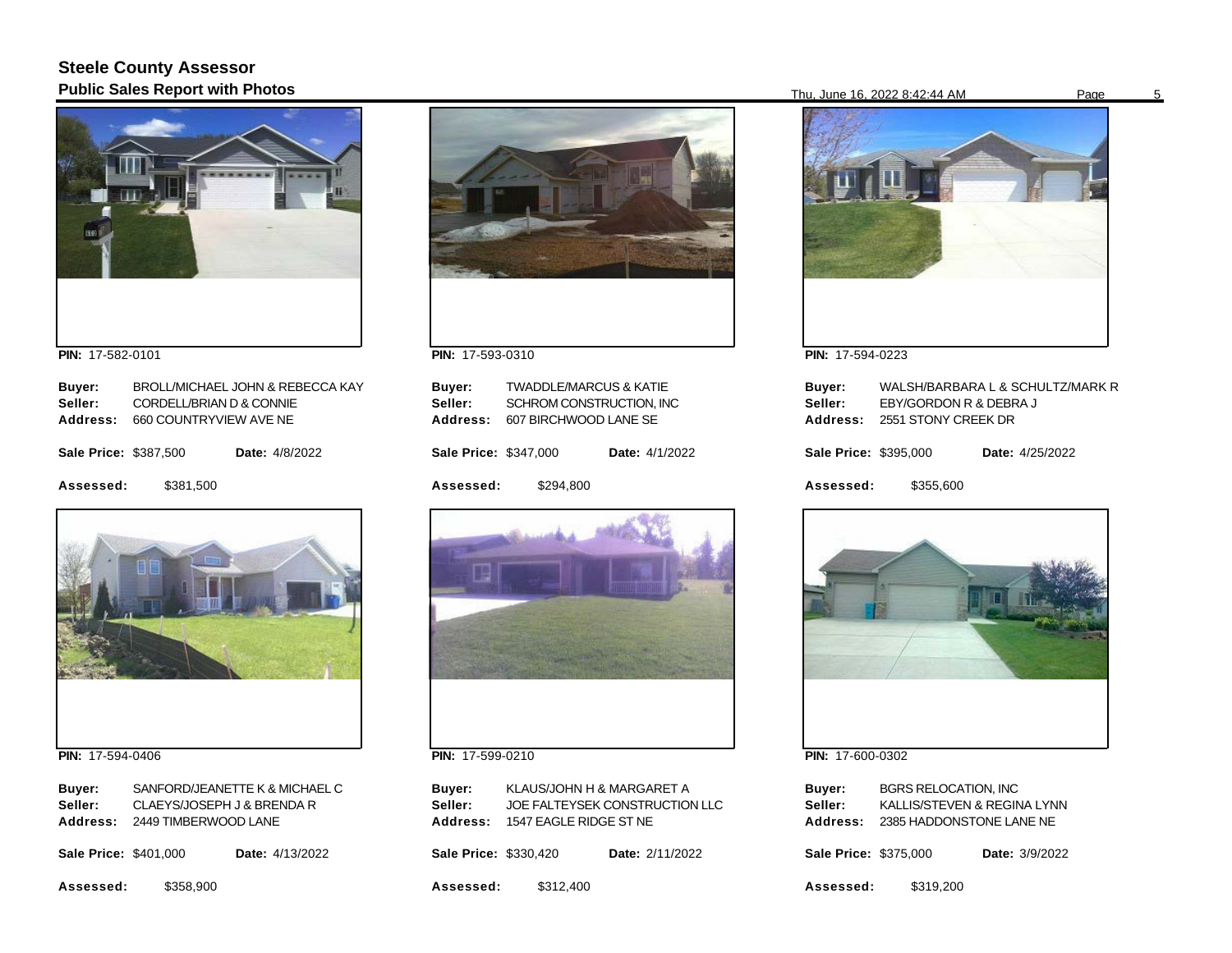## Steele County Assessor
### Public Sales Report with Photos

**PIN:** 17-582-0101

**Buyer:** BROLL/MICHAEL JOHN & REBECCA KAY
**Seller:** CORDELL/BRIAN D & CONNIE
**Address:** 660 COUNTRYVIEW AVE NE

**Sale Price:** $387,500 **Date:** 4/8/2022

**Assessed:** $381,500

---

**PIN:** 17-593-0310

**Buyer:** TWADDLE/MARCUS & KATIE
**Seller:** SCHROM CONSTRUCTION, INC
**Address:** 607 BIRCHWOOD LANE SE

**Sale Price:** $347,000 **Date:** 4/1/2022

**Assessed:** $294,800

---

**PIN:** 17-594-0223

**Buyer:** WALSH/BARBARA L & SCHULTZ/MARK R
**Seller:** EBY/GORDON R & DEBRA J
**Address:** 2551 STONY CREEK DR

**Sale Price:** $395,000 **Date:** 4/25/2022

**Assessed:** $355,600

---

**PIN:** 17-594-0406

**Buyer:** SANFORD/JEANETTE K & MICHAEL C
**Seller:** CLAEYS/JOSEPH J & BRENDA R
**Address:** 2449 TIMBERWOOD LANE

**Sale Price:** $401,000 **Date:** 4/13/2022

**Assessed:** $358,900

---

**PIN:** 17-599-0210

**Buyer:** KLAUS/JOHN H & MARGARET A
**Seller:** JOE FALTEYSEK CONSTRUCTION LLC
**Address:** 1547 EAGLE RIDGE ST NE

**Sale Price:** $330,420 **Date:** 2/11/2022

**Assessed:** $312,400

---

**PIN:** 17-600-0302

**Buyer:** BGRS RELOCATION, INC
**Seller:** KALLIS/STEVEN & REGINA LYNN
**Address:** 2385 HADDONSTONE LANE NE

**Sale Price:** $375,000 **Date:** 3/9/2022

**Assessed:** $319,200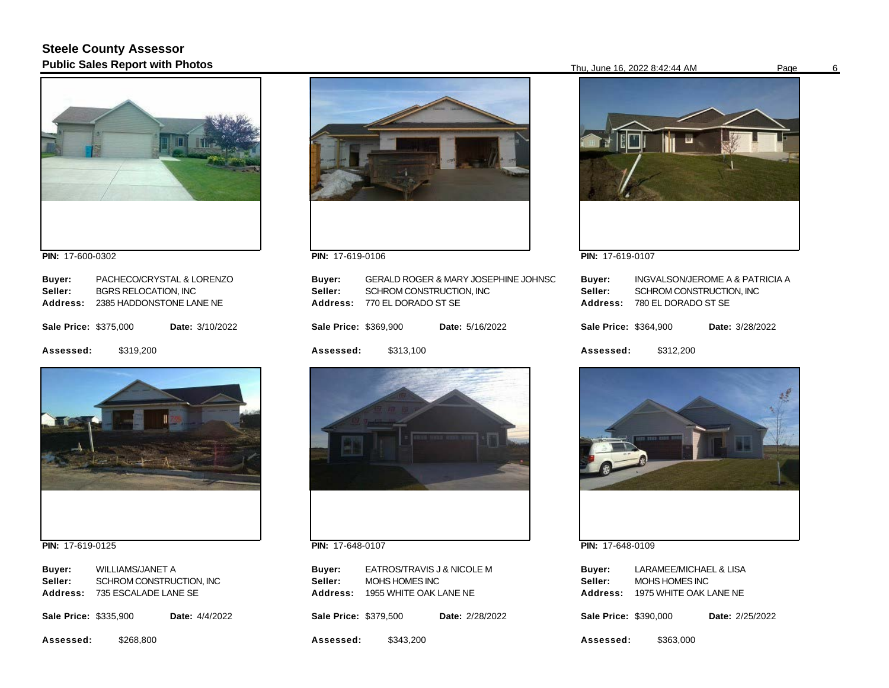# Steele County Assessor

## Public Sales Report with Photos

Thu, June 16, 2022 8:42:44 AM

**PIN:** 17-600-0302

**Buyer:** PACHECO/CRYSTAL & LORENZO
**Seller:** BGRS RELOCATION, INC
**Address:** 2385 HADDONSTONE LANE NE

**Sale Price:** $375,000 **Date:** 3/10/2022

**Assessed:** $319,200

**PIN:** 17-619-0106

**Buyer:** GERALD ROGER & MARY JOSEPHINE JOHNSC
**Seller:** SCHROM CONSTRUCTION, INC
**Address:** 770 EL DORADO ST SE

**Sale Price:** $369,900 **Date:** 5/16/2022

**Assessed:** $313,100

**PIN:** 17-619-0107

**Buyer:** INGVALSON/JEROME A & PATRICIA A
**Seller:** SCHROM CONSTRUCTION, INC
**Address:** 780 EL DORADO ST SE

**Sale Price:** $364,900 **Date:** 3/28/2022

**Assessed:** $312,200

**PIN:** 17-619-0125

**Buyer:** WILLIAMS/JANET A
**Seller:** SCHROM CONSTRUCTION, INC
**Address:** 735 ESCALADE LANE SE

**Sale Price:** $335,900 **Date:** 4/4/2022

**Assessed:** $268,800

**PIN:** 17-648-0107

**Buyer:** EATROS/TRAVIS J & NICOLE M
**Seller:** MOHS HOMES INC
**Address:** 1955 WHITE OAK LANE NE

**Sale Price:** $379,500 **Date:** 2/28/2022

**Assessed:** $343,200

**PIN:** 17-648-0109

**Buyer:** LARAMEE/MICHAEL & LISA
**Seller:** MOHS HOMES INC
**Address:** 1975 WHITE OAK LANE NE

**Sale Price:** $390,000 **Date:** 2/25/2022

**Assessed:** $363,000